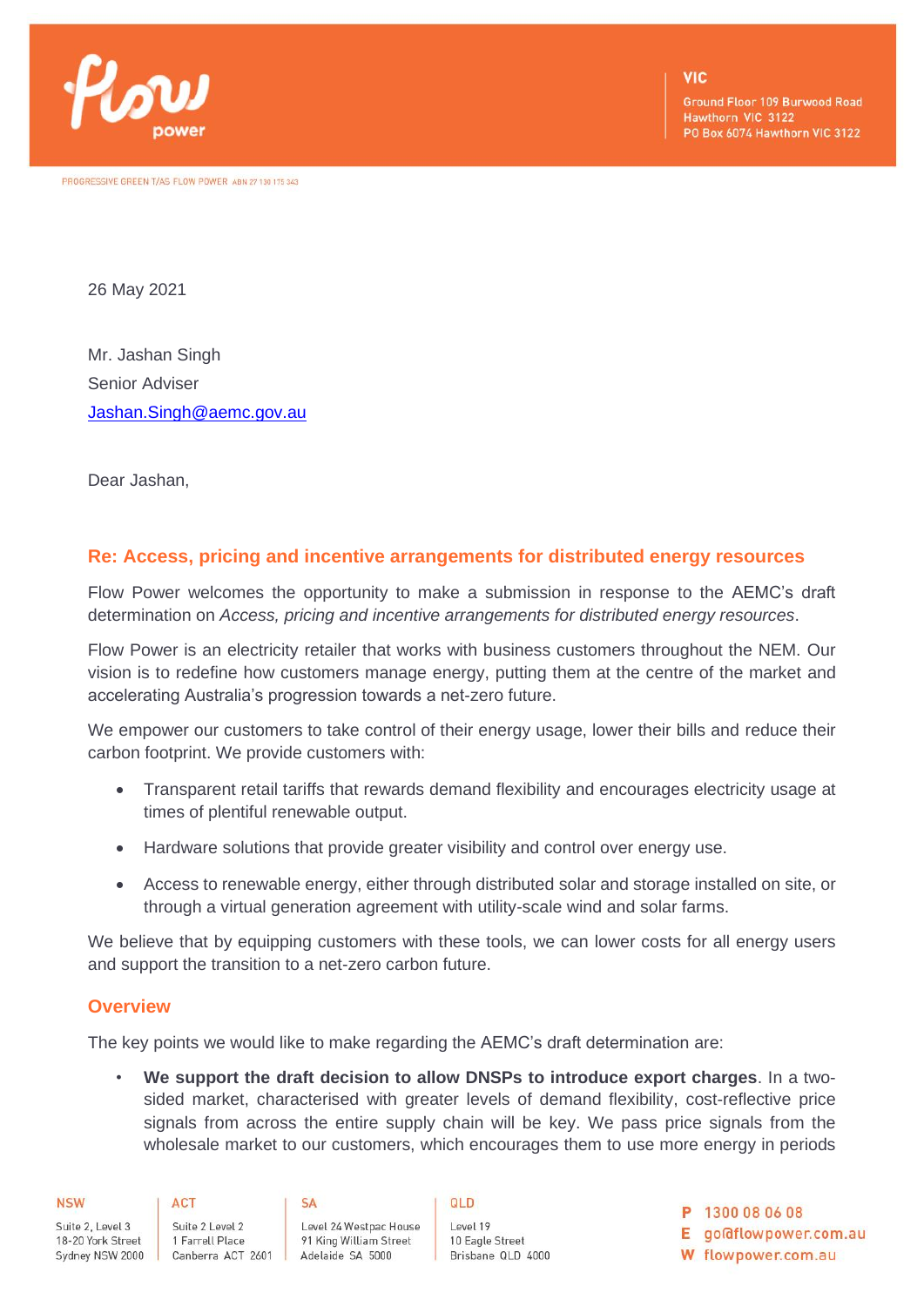26 May 2021

Mr. Jashan Singh
Senior Adviser
Jashan.Singh@aemc.gov.au

Dear Jashan,

## Re: Access, pricing and incentive arrangements for distributed energy resources

Flow Power welcomes the opportunity to make a submission in response to the AEMC's draft determination on *Access, pricing and incentive arrangements for distributed energy resources*.

Flow Power is an electricity retailer that works with business customers throughout the NEM. Our vision is to redefine how customers manage energy, putting them at the centre of the market and accelerating Australia's progression towards a net-zero future.

We empower our customers to take control of their energy usage, lower their bills and reduce their carbon footprint. We provide customers with:

- Transparent retail tariffs that rewards demand flexibility and encourages electricity usage at times of plentiful renewable output.
- Hardware solutions that provide greater visibility and control over energy use.
- Access to renewable energy, either through distributed solar and storage installed on site, or through a virtual generation agreement with utility-scale wind and solar farms.

We believe that by equipping customers with these tools, we can lower costs for all energy users and support the transition to a net-zero carbon future.

## Overview

The key points we would like to make regarding the AEMC's draft determination are:

- **We support the draft decision to allow DNSPs to introduce export charges**. In a two-sided market, characterised with greater levels of demand flexibility, cost-reflective price signals from across the entire supply chain will be key. We pass price signals from the wholesale market to our customers, which encourages them to use more energy in periods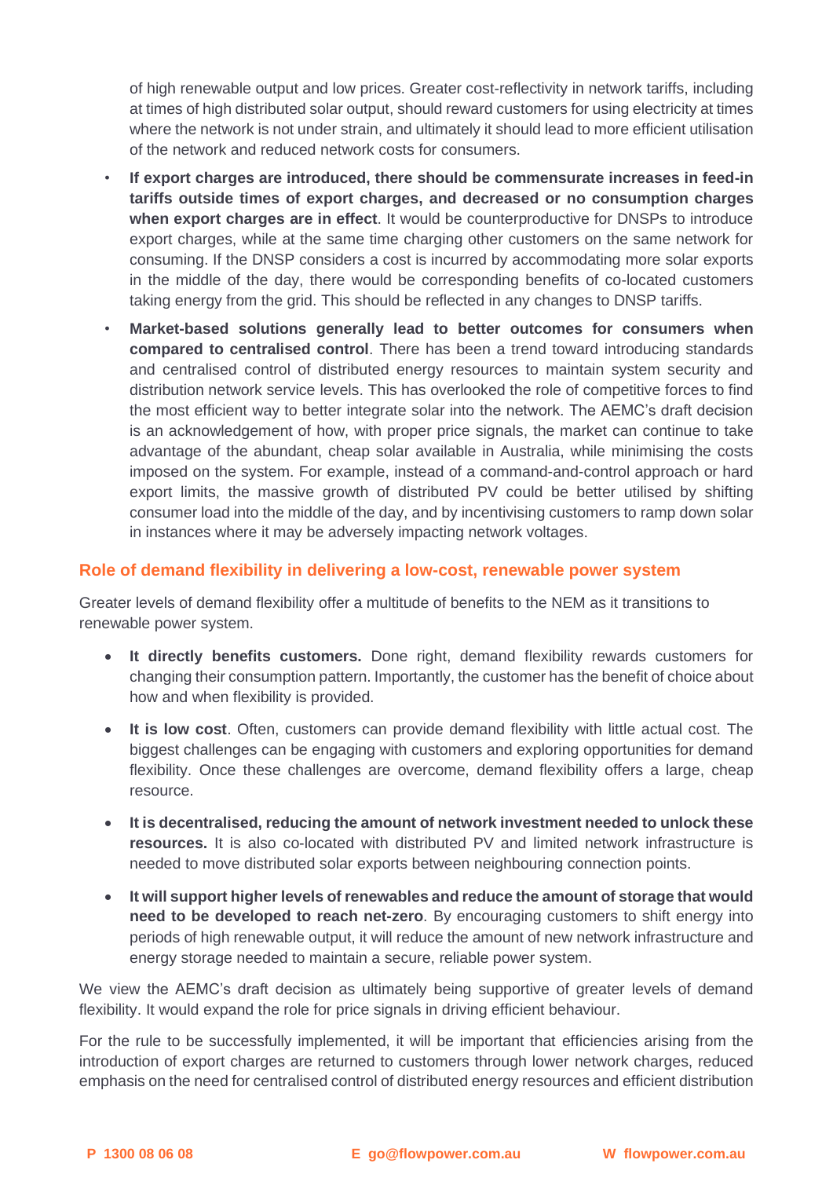of high renewable output and low prices. Greater cost-reflectivity in network tariffs, including at times of high distributed solar output, should reward customers for using electricity at times where the network is not under strain, and ultimately it should lead to more efficient utilisation of the network and reduced network costs for consumers.

- **If export charges are introduced, there should be commensurate increases in feed-in tariffs outside times of export charges, and decreased or no consumption charges when export charges are in effect**. It would be counterproductive for DNSPs to introduce export charges, while at the same time charging other customers on the same network for consuming. If the DNSP considers a cost is incurred by accommodating more solar exports in the middle of the day, there would be corresponding benefits of co-located customers taking energy from the grid. This should be reflected in any changes to DNSP tariffs.
- **Market-based solutions generally lead to better outcomes for consumers when compared to centralised control**. There has been a trend toward introducing standards and centralised control of distributed energy resources to maintain system security and distribution network service levels. This has overlooked the role of competitive forces to find the most efficient way to better integrate solar into the network. The AEMC's draft decision is an acknowledgement of how, with proper price signals, the market can continue to take advantage of the abundant, cheap solar available in Australia, while minimising the costs imposed on the system. For example, instead of a command-and-control approach or hard export limits, the massive growth of distributed PV could be better utilised by shifting consumer load into the middle of the day, and by incentivising customers to ramp down solar in instances where it may be adversely impacting network voltages.

## Role of demand flexibility in delivering a low-cost, renewable power system

Greater levels of demand flexibility offer a multitude of benefits to the NEM as it transitions to renewable power system.

- **It directly benefits customers.** Done right, demand flexibility rewards customers for changing their consumption pattern. Importantly, the customer has the benefit of choice about how and when flexibility is provided.
- **It is low cost**. Often, customers can provide demand flexibility with little actual cost. The biggest challenges can be engaging with customers and exploring opportunities for demand flexibility. Once these challenges are overcome, demand flexibility offers a large, cheap resource.
- **It is decentralised, reducing the amount of network investment needed to unlock these resources.** It is also co-located with distributed PV and limited network infrastructure is needed to move distributed solar exports between neighbouring connection points.
- **It will support higher levels of renewables and reduce the amount of storage that would need to be developed to reach net-zero**. By encouraging customers to shift energy into periods of high renewable output, it will reduce the amount of new network infrastructure and energy storage needed to maintain a secure, reliable power system.

We view the AEMC's draft decision as ultimately being supportive of greater levels of demand flexibility. It would expand the role for price signals in driving efficient behaviour.

For the rule to be successfully implemented, it will be important that efficiencies arising from the introduction of export charges are returned to customers through lower network charges, reduced emphasis on the need for centralised control of distributed energy resources and efficient distribution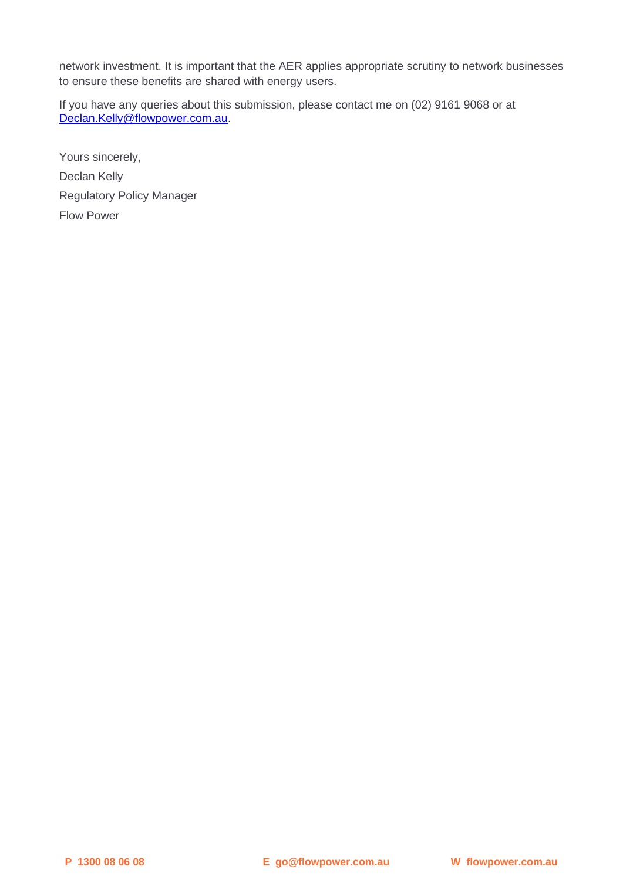network investment. It is important that the AER applies appropriate scrutiny to network businesses to ensure these benefits are shared with energy users.

If you have any queries about this submission, please contact me on (02) 9161 9068 or at Declan.Kelly@flowpower.com.au.

Yours sincerely,

Declan Kelly

Regulatory Policy Manager

Flow Power